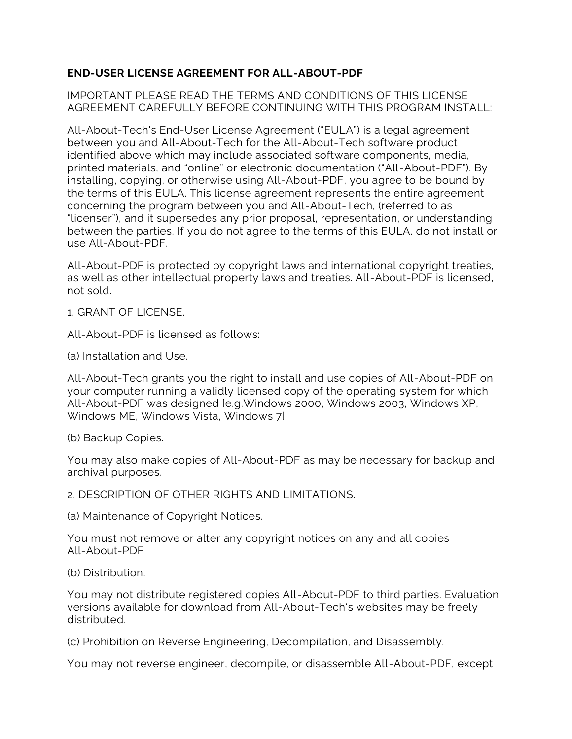**END-USER LICENSE AGREEMENT FOR ALL-ABOUT-PDF**

IMPORTANT PLEASE READ THE TERMS AND CONDITIONS OF THIS LICENSE AGREEMENT CAREFULLY BEFORE CONTINUING WITH THIS PROGRAM INSTALL:

All-About-Tech's End-User License Agreement ("EULA") is a legal agreement between you and All-About-Tech for the All-About-Tech software product identified above which may include associated software components, media, printed materials, and "online" or electronic documentation ("All-About-PDF"). By installing, copying, or otherwise using All-About-PDF, you agree to be bound by the terms of this EULA. This license agreement represents the entire agreement concerning the program between you and All-About-Tech, (referred to as "licenser"), and it supersedes any prior proposal, representation, or understanding between the parties. If you do not agree to the terms of this EULA, do not install or use All-About-PDF.

All-About-PDF is protected by copyright laws and international copyright treaties, as well as other intellectual property laws and treaties. All-About-PDF is licensed, not sold.

1. GRANT OF LICENSE.

All-About-PDF is licensed as follows:

(a) Installation and Use.

All-About-Tech grants you the right to install and use copies of All-About-PDF on your computer running a validly licensed copy of the operating system for which All-About-PDF was designed [e.g.Windows 2000, Windows 2003, Windows XP, Windows ME, Windows Vista, Windows 7].

(b) Backup Copies.

You may also make copies of All-About-PDF as may be necessary for backup and archival purposes.

2. DESCRIPTION OF OTHER RIGHTS AND LIMITATIONS.

(a) Maintenance of Copyright Notices.

You must not remove or alter any copyright notices on any and all copies All-About-PDF

(b) Distribution.

You may not distribute registered copies All-About-PDF to third parties. Evaluation versions available for download from All-About-Tech's websites may be freely distributed.

(c) Prohibition on Reverse Engineering, Decompilation, and Disassembly.

You may not reverse engineer, decompile, or disassemble All-About-PDF, except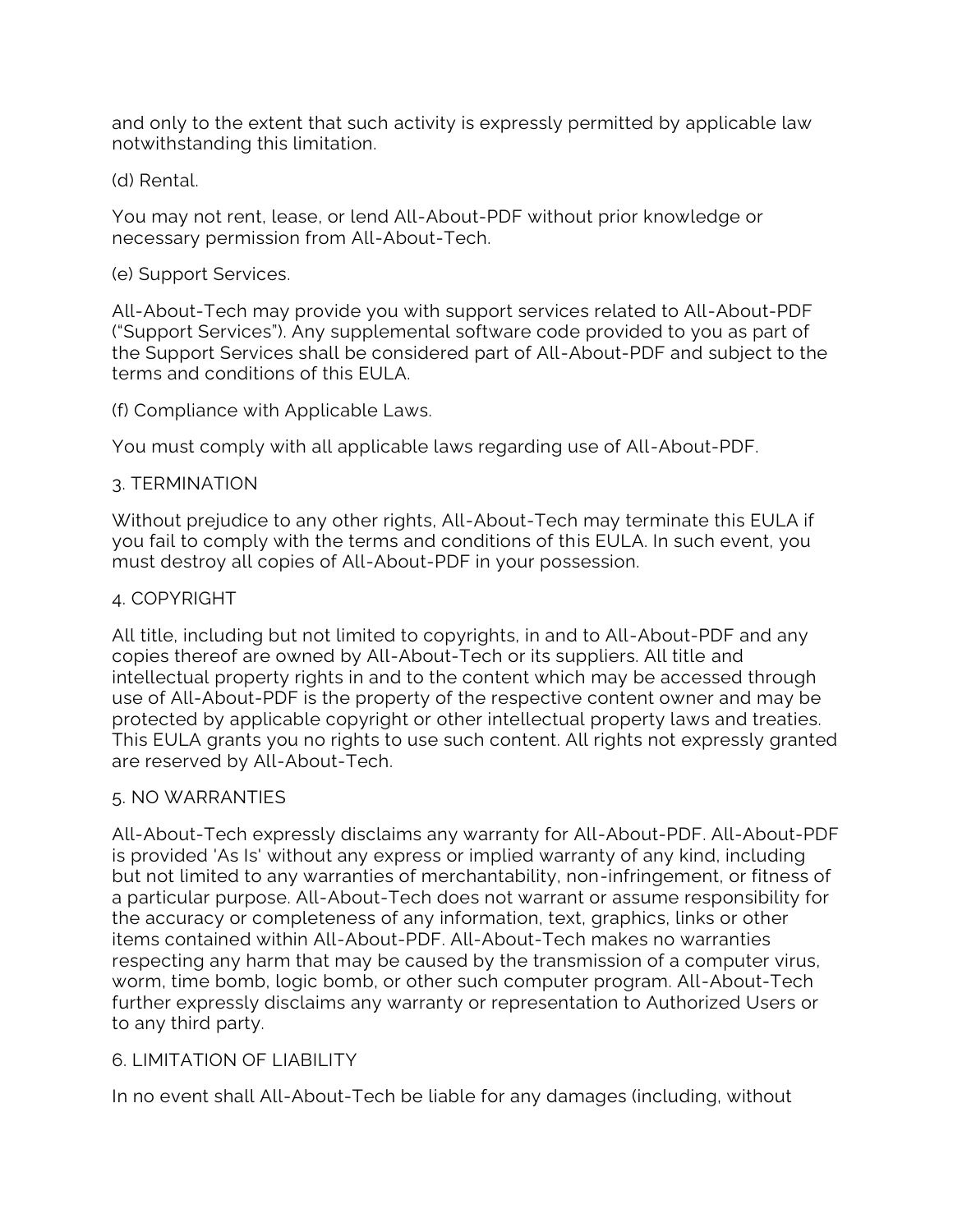and only to the extent that such activity is expressly permitted by applicable law notwithstanding this limitation.

(d) Rental.

You may not rent, lease, or lend All-About-PDF without prior knowledge or necessary permission from All-About-Tech.

(e) Support Services.

All-About-Tech may provide you with support services related to All-About-PDF ("Support Services"). Any supplemental software code provided to you as part of the Support Services shall be considered part of All-About-PDF and subject to the terms and conditions of this EULA.

(f) Compliance with Applicable Laws.

You must comply with all applicable laws regarding use of All-About-PDF.

## 3. TERMINATION

Without prejudice to any other rights, All-About-Tech may terminate this EULA if you fail to comply with the terms and conditions of this EULA. In such event, you must destroy all copies of All-About-PDF in your possession.

## 4. COPYRIGHT

All title, including but not limited to copyrights, in and to All-About-PDF and any copies thereof are owned by All-About-Tech or its suppliers. All title and intellectual property rights in and to the content which may be accessed through use of All-About-PDF is the property of the respective content owner and may be protected by applicable copyright or other intellectual property laws and treaties. This EULA grants you no rights to use such content. All rights not expressly granted are reserved by All-About-Tech.

## 5. NO WARRANTIES

All-About-Tech expressly disclaims any warranty for All-About-PDF. All-About-PDF is provided 'As Is' without any express or implied warranty of any kind, including but not limited to any warranties of merchantability, non-infringement, or fitness of a particular purpose. All-About-Tech does not warrant or assume responsibility for the accuracy or completeness of any information, text, graphics, links or other items contained within All-About-PDF. All-About-Tech makes no warranties respecting any harm that may be caused by the transmission of a computer virus, worm, time bomb, logic bomb, or other such computer program. All-About-Tech further expressly disclaims any warranty or representation to Authorized Users or to any third party.

## 6. LIMITATION OF LIABILITY

In no event shall All-About-Tech be liable for any damages (including, without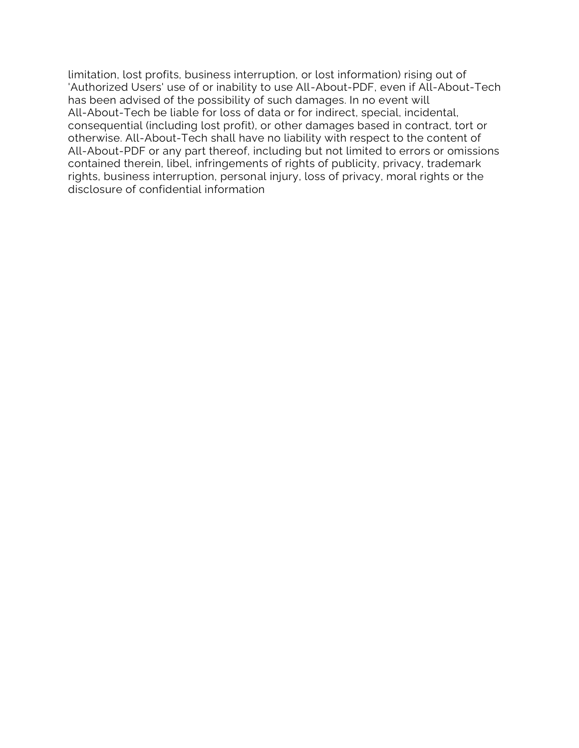limitation, lost profits, business interruption, or lost information) rising out of 'Authorized Users' use of or inability to use All-About-PDF, even if All-About-Tech has been advised of the possibility of such damages. In no event will All-About-Tech be liable for loss of data or for indirect, special, incidental, consequential (including lost profit), or other damages based in contract, tort or otherwise. All-About-Tech shall have no liability with respect to the content of All-About-PDF or any part thereof, including but not limited to errors or omissions contained therein, libel, infringements of rights of publicity, privacy, trademark rights, business interruption, personal injury, loss of privacy, moral rights or the disclosure of confidential information